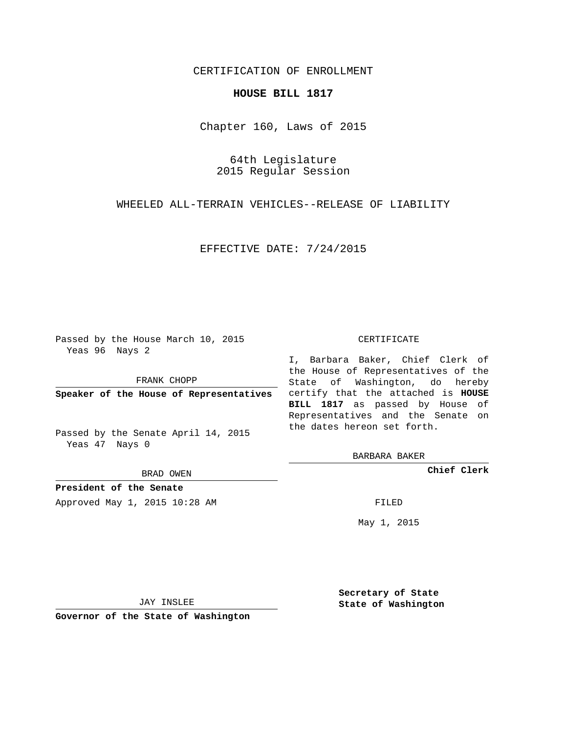CERTIFICATION OF ENROLLMENT

**HOUSE BILL 1817**

Chapter 160, Laws of 2015

64th Legislature
2015 Regular Session

WHEELED ALL-TERRAIN VEHICLES--RELEASE OF LIABILITY

EFFECTIVE DATE: 7/24/2015

Passed by the House March 10, 2015
Yeas 96 Nays 2

FRANK CHOPP

**Speaker of the House of Representatives**

Passed by the Senate April 14, 2015
Yeas 47 Nays 0

BRAD OWEN

**President of the Senate**

Approved May 1, 2015 10:28 AM

JAY INSLEE

**Governor of the State of Washington**

CERTIFICATE

I, Barbara Baker, Chief Clerk of the House of Representatives of the State of Washington, do hereby certify that the attached is **HOUSE BILL 1817** as passed by House of Representatives and the Senate on the dates hereon set forth.

BARBARA BAKER

**Chief Clerk**

FILED

May 1, 2015

**Secretary of State**
**State of Washington**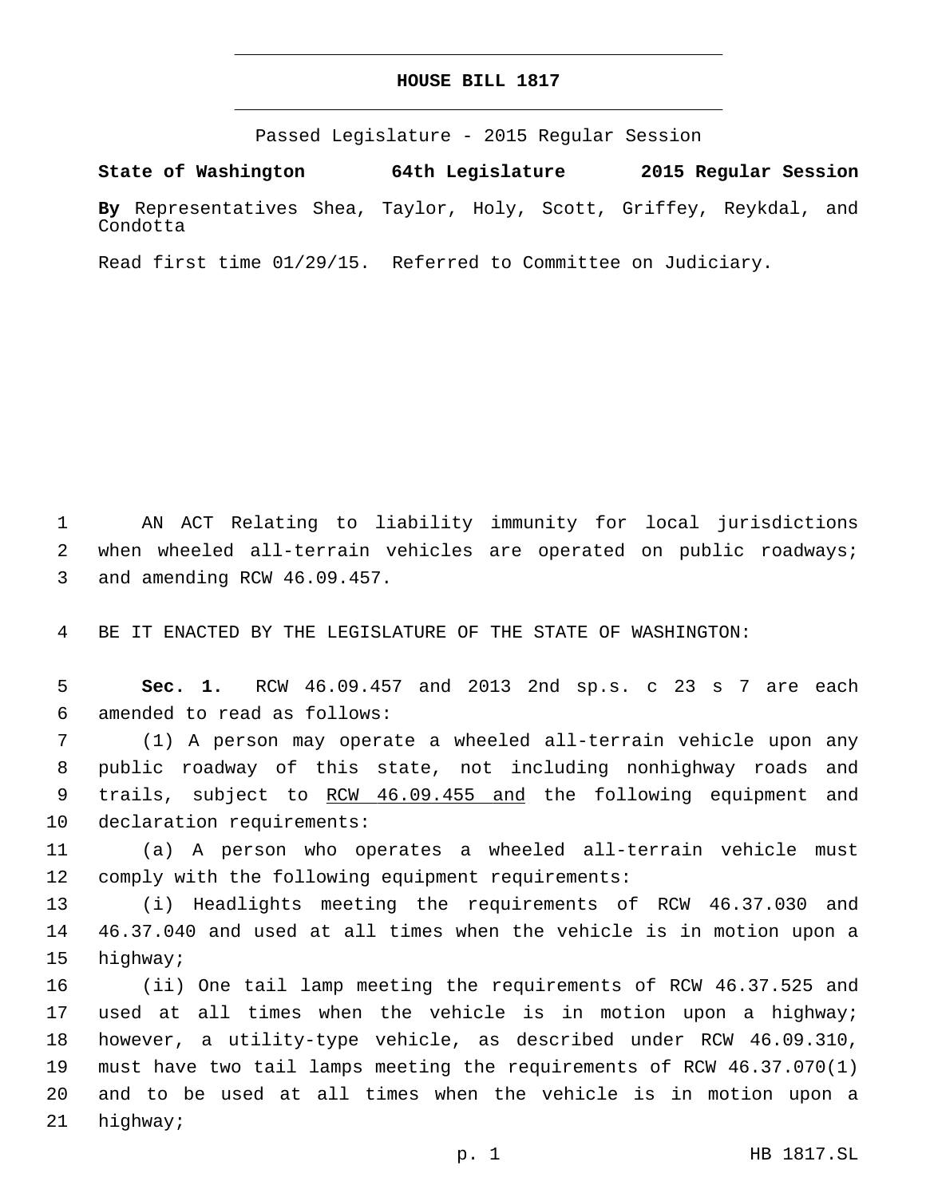# HOUSE BILL 1817

Passed Legislature - 2015 Regular Session

**State of Washington 64th Legislature 2015 Regular Session**

**By** Representatives Shea, Taylor, Holy, Scott, Griffey, Reykdal, and Condotta

Read first time 01/29/15. Referred to Committee on Judiciary.

1 AN ACT Relating to liability immunity for local jurisdictions
2 when wheeled all-terrain vehicles are operated on public roadways;
3 and amending RCW 46.09.457.

4 BE IT ENACTED BY THE LEGISLATURE OF THE STATE OF WASHINGTON:

5 **Sec. 1.** RCW 46.09.457 and 2013 2nd sp.s. c 23 s 7 are each
6 amended to read as follows:

7 (1) A person may operate a wheeled all-terrain vehicle upon any
8 public roadway of this state, not including nonhighway roads and
9 trails, subject to <u>RCW 46.09.455 and</u> the following equipment and
10 declaration requirements:

11 (a) A person who operates a wheeled all-terrain vehicle must
12 comply with the following equipment requirements:

13 (i) Headlights meeting the requirements of RCW 46.37.030 and
14 46.37.040 and used at all times when the vehicle is in motion upon a
15 highway;

16 (ii) One tail lamp meeting the requirements of RCW 46.37.525 and
17 used at all times when the vehicle is in motion upon a highway;
18 however, a utility-type vehicle, as described under RCW 46.09.310,
19 must have two tail lamps meeting the requirements of RCW 46.37.070(1)
20 and to be used at all times when the vehicle is in motion upon a
21 highway;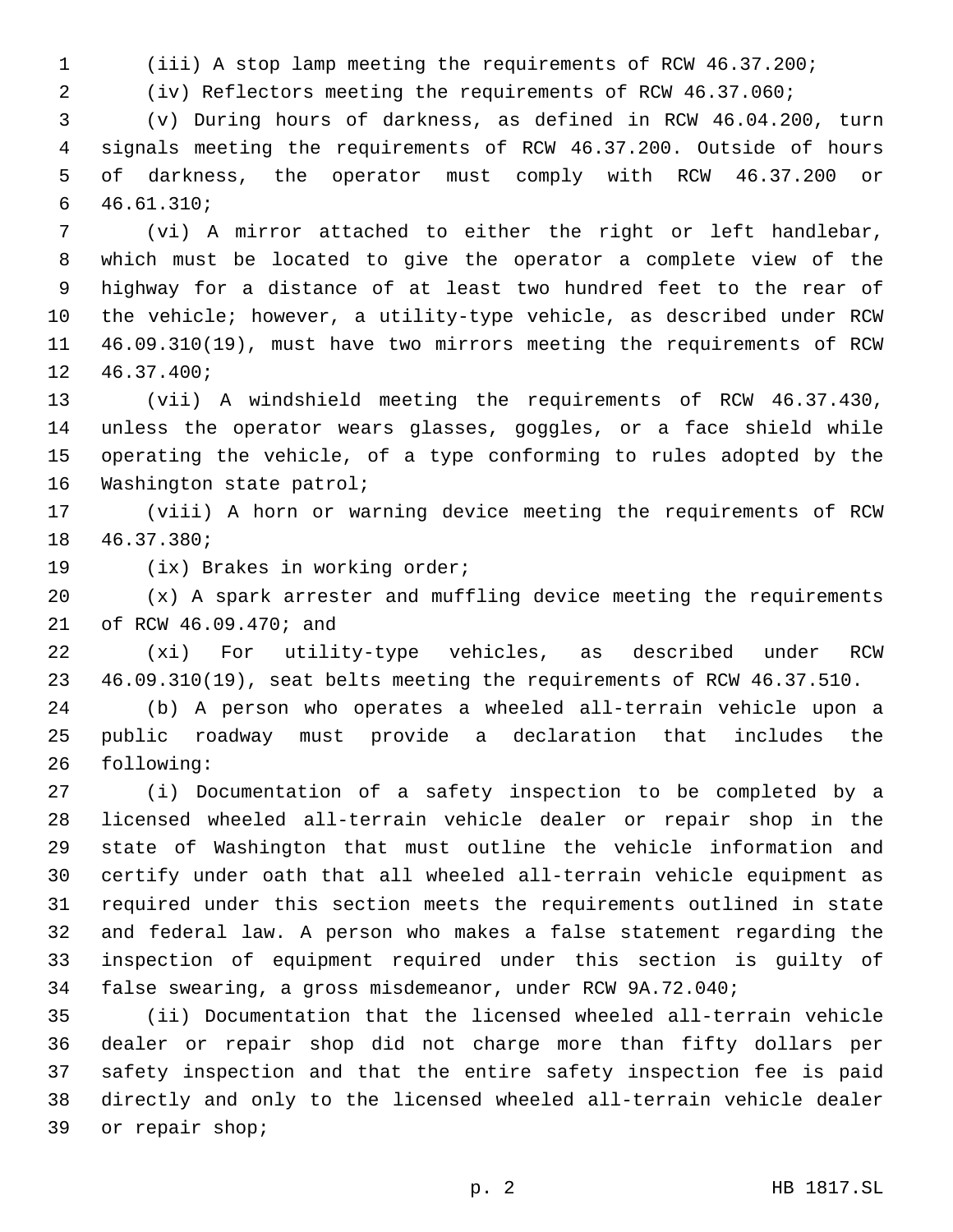(iii) A stop lamp meeting the requirements of RCW 46.37.200;

(iv) Reflectors meeting the requirements of RCW 46.37.060;

(v) During hours of darkness, as defined in RCW 46.04.200, turn signals meeting the requirements of RCW 46.37.200. Outside of hours of darkness, the operator must comply with RCW 46.37.200 or 46.61.310;

(vi) A mirror attached to either the right or left handlebar, which must be located to give the operator a complete view of the highway for a distance of at least two hundred feet to the rear of the vehicle; however, a utility-type vehicle, as described under RCW 46.09.310(19), must have two mirrors meeting the requirements of RCW 46.37.400;

(vii) A windshield meeting the requirements of RCW 46.37.430, unless the operator wears glasses, goggles, or a face shield while operating the vehicle, of a type conforming to rules adopted by the Washington state patrol;

(viii) A horn or warning device meeting the requirements of RCW 46.37.380;

(ix) Brakes in working order;

(x) A spark arrester and muffling device meeting the requirements of RCW 46.09.470; and

(xi) For utility-type vehicles, as described under RCW 46.09.310(19), seat belts meeting the requirements of RCW 46.37.510.

(b) A person who operates a wheeled all-terrain vehicle upon a public roadway must provide a declaration that includes the following:

(i) Documentation of a safety inspection to be completed by a licensed wheeled all-terrain vehicle dealer or repair shop in the state of Washington that must outline the vehicle information and certify under oath that all wheeled all-terrain vehicle equipment as required under this section meets the requirements outlined in state and federal law. A person who makes a false statement regarding the inspection of equipment required under this section is guilty of false swearing, a gross misdemeanor, under RCW 9A.72.040;

(ii) Documentation that the licensed wheeled all-terrain vehicle dealer or repair shop did not charge more than fifty dollars per safety inspection and that the entire safety inspection fee is paid directly and only to the licensed wheeled all-terrain vehicle dealer or repair shop;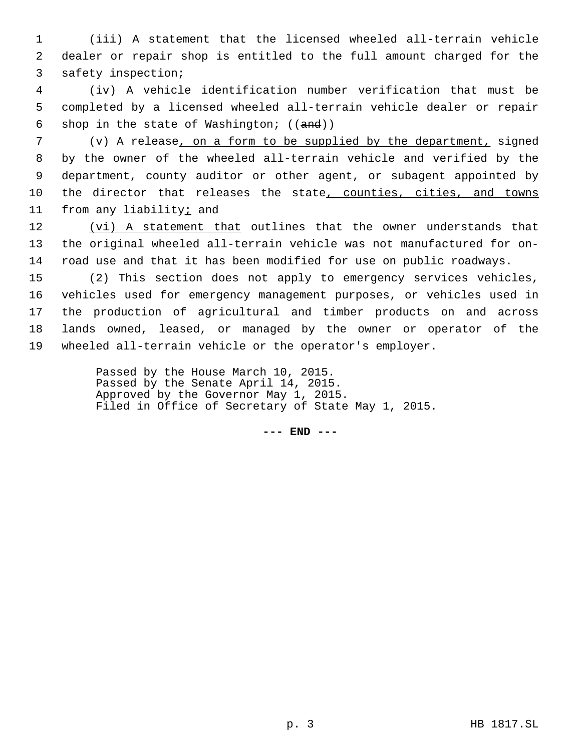(iii) A statement that the licensed wheeled all-terrain vehicle dealer or repair shop is entitled to the full amount charged for the safety inspection;

(iv) A vehicle identification number verification that must be completed by a licensed wheeled all-terrain vehicle dealer or repair shop in the state of Washington; ((~~and~~))

(v) A release<u>, on a form to be supplied by the department,</u> signed by the owner of the wheeled all-terrain vehicle and verified by the department, county auditor or other agent, or subagent appointed by the director that releases the state<u>, counties, cities, and towns</u> from any liability<u>;</u> and

<u>(vi) A statement that</u> outlines that the owner understands that the original wheeled all-terrain vehicle was not manufactured for on-road use and that it has been modified for use on public roadways.

(2) This section does not apply to emergency services vehicles, vehicles used for emergency management purposes, or vehicles used in the production of agricultural and timber products on and across lands owned, leased, or managed by the owner or operator of the wheeled all-terrain vehicle or the operator's employer.

Passed by the House March 10, 2015.
Passed by the Senate April 14, 2015.
Approved by the Governor May 1, 2015.
Filed in Office of Secretary of State May 1, 2015.

**--- END ---**